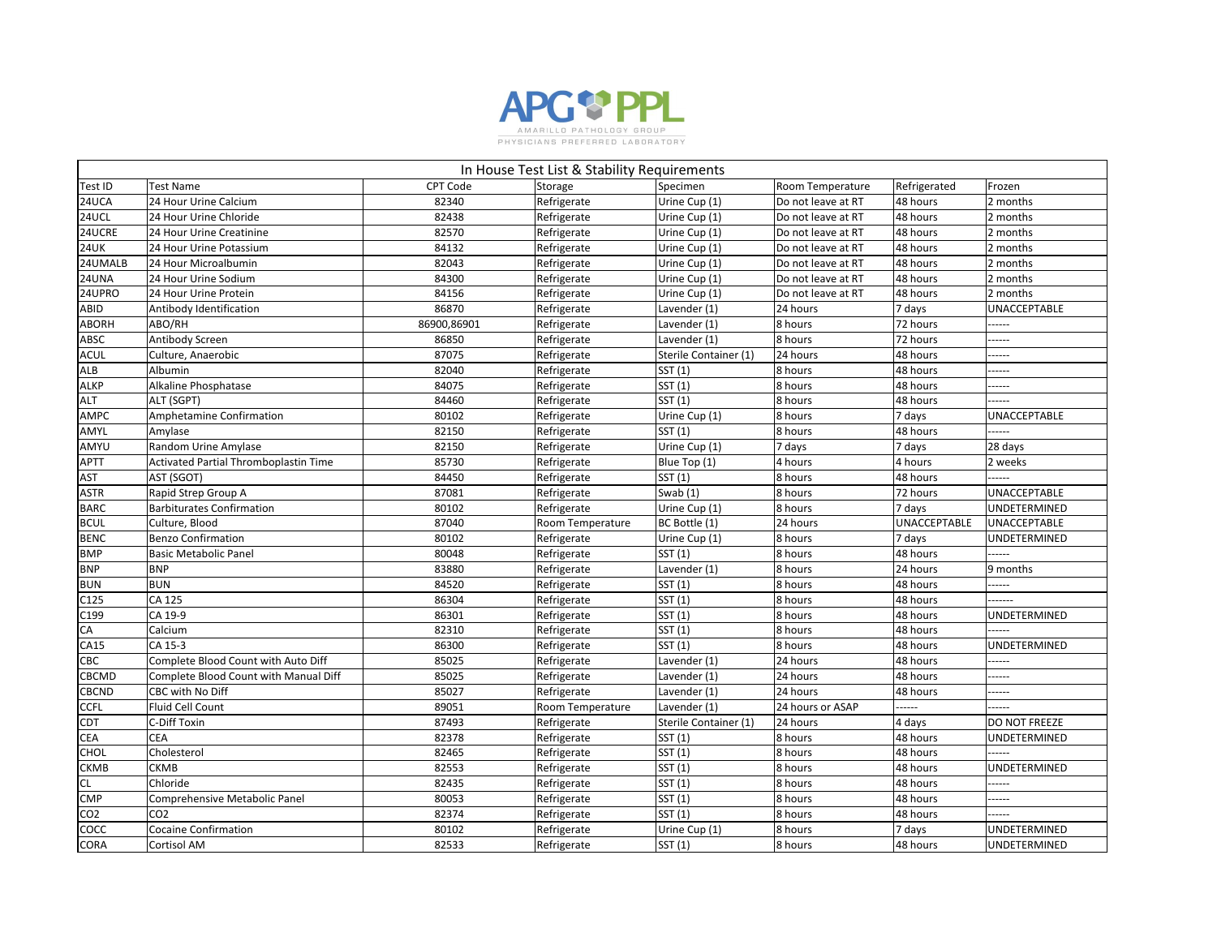APG PPL

AMARILLO PATHOLOGY GROUP
PHYSICIANS PREFERRED LABORATORY

## In House Test List & Stability Requirements

| Test ID | Test Name | CPT Code | Storage | Specimen | Room Temperature | Refrigerated | Frozen |
|---|---|---|---|---|---|---|---|
| 24UCA | 24 Hour Urine Calcium | 82340 | Refrigerate | Urine Cup (1) | Do not leave at RT | 48 hours | 2 months |
| 24UCL | 24 Hour Urine Chloride | 82438 | Refrigerate | Urine Cup (1) | Do not leave at RT | 48 hours | 2 months |
| 24UCRE | 24 Hour Urine Creatinine | 82570 | Refrigerate | Urine Cup (1) | Do not leave at RT | 48 hours | 2 months |
| 24UK | 24 Hour Urine Potassium | 84132 | Refrigerate | Urine Cup (1) | Do not leave at RT | 48 hours | 2 months |
| 24UMALB | 24 Hour Microalbumin | 82043 | Refrigerate | Urine Cup (1) | Do not leave at RT | 48 hours | 2 months |
| 24UNA | 24 Hour Urine Sodium | 84300 | Refrigerate | Urine Cup (1) | Do not leave at RT | 48 hours | 2 months |
| 24UPRO | 24 Hour Urine Protein | 84156 | Refrigerate | Urine Cup (1) | Do not leave at RT | 48 hours | 2 months |
| ABID | Antibody Identification | 86870 | Refrigerate | Lavender (1) | 24 hours | 7 days | UNACCEPTABLE |
| ABORH | ABO/RH | 86900,86901 | Refrigerate | Lavender (1) | 8 hours | 72 hours | ------ |
| ABSC | Antibody Screen | 86850 | Refrigerate | Lavender (1) | 8 hours | 72 hours | ------ |
| ACUL | Culture, Anaerobic | 87075 | Refrigerate | Sterile Container (1) | 24 hours | 48 hours | ------ |
| ALB | Albumin | 82040 | Refrigerate | SST (1) | 8 hours | 48 hours | ------ |
| ALKP | Alkaline Phosphatase | 84075 | Refrigerate | SST (1) | 8 hours | 48 hours | ------ |
| ALT | ALT (SGPT) | 84460 | Refrigerate | SST (1) | 8 hours | 48 hours | ------ |
| AMPC | Amphetamine Confirmation | 80102 | Refrigerate | Urine Cup (1) | 8 hours | 7 days | UNACCEPTABLE |
| AMYL | Amylase | 82150 | Refrigerate | SST (1) | 8 hours | 48 hours | ------ |
| AMYU | Random Urine Amylase | 82150 | Refrigerate | Urine Cup (1) | 7 days | 7 days | 28 days |
| APTT | Activated Partial Thromboplastin Time | 85730 | Refrigerate | Blue Top (1) | 4 hours | 4 hours | 2 weeks |
| AST | AST (SGOT) | 84450 | Refrigerate | SST (1) | 8 hours | 48 hours | ------ |
| ASTR | Rapid Strep Group A | 87081 | Refrigerate | Swab (1) | 8 hours | 72 hours | UNACCEPTABLE |
| BARC | Barbiturates Confirmation | 80102 | Refrigerate | Urine Cup (1) | 8 hours | 7 days | UNDETERMINED |
| BCUL | Culture, Blood | 87040 | Room Temperature | BC Bottle (1) | 24 hours | UNACCEPTABLE | UNACCEPTABLE |
| BENC | Benzo Confirmation | 80102 | Refrigerate | Urine Cup (1) | 8 hours | 7 days | UNDETERMINED |
| BMP | Basic Metabolic Panel | 80048 | Refrigerate | SST (1) | 8 hours | 48 hours | ------ |
| BNP | BNP | 83880 | Refrigerate | Lavender (1) | 8 hours | 24 hours | 9 months |
| BUN | BUN | 84520 | Refrigerate | SST (1) | 8 hours | 48 hours | ------ |
| C125 | CA 125 | 86304 | Refrigerate | SST (1) | 8 hours | 48 hours | ------- |
| C199 | CA 19-9 | 86301 | Refrigerate | SST (1) | 8 hours | 48 hours | UNDETERMINED |
| CA | Calcium | 82310 | Refrigerate | SST (1) | 8 hours | 48 hours | ------ |
| CA15 | CA 15-3 | 86300 | Refrigerate | SST (1) | 8 hours | 48 hours | UNDETERMINED |
| CBC | Complete Blood Count with Auto Diff | 85025 | Refrigerate | Lavender (1) | 24 hours | 48 hours | ------ |
| CBCMD | Complete Blood Count with Manual Diff | 85025 | Refrigerate | Lavender (1) | 24 hours | 48 hours | ------ |
| CBCND | CBC with No Diff | 85027 | Refrigerate | Lavender (1) | 24 hours | 48 hours | ------ |
| CCFL | Fluid Cell Count | 89051 | Room Temperature | Lavender (1) | 24 hours or ASAP | ------ | ------ |
| CDT | C-Diff Toxin | 87493 | Refrigerate | Sterile Container (1) | 24 hours | 4 days | DO NOT FREEZE |
| CEA | CEA | 82378 | Refrigerate | SST (1) | 8 hours | 48 hours | UNDETERMINED |
| CHOL | Cholesterol | 82465 | Refrigerate | SST (1) | 8 hours | 48 hours | ------ |
| CKMB | CKMB | 82553 | Refrigerate | SST (1) | 8 hours | 48 hours | UNDETERMINED |
| CL | Chloride | 82435 | Refrigerate | SST (1) | 8 hours | 48 hours | ------ |
| CMP | Comprehensive Metabolic Panel | 80053 | Refrigerate | SST (1) | 8 hours | 48 hours | ------ |
| CO2 | CO2 | 82374 | Refrigerate | SST (1) | 8 hours | 48 hours | ------ |
| COCC | Cocaine Confirmation | 80102 | Refrigerate | Urine Cup (1) | 8 hours | 7 days | UNDETERMINED |
| CORA | Cortisol AM | 82533 | Refrigerate | SST (1) | 8 hours | 48 hours | UNDETERMINED |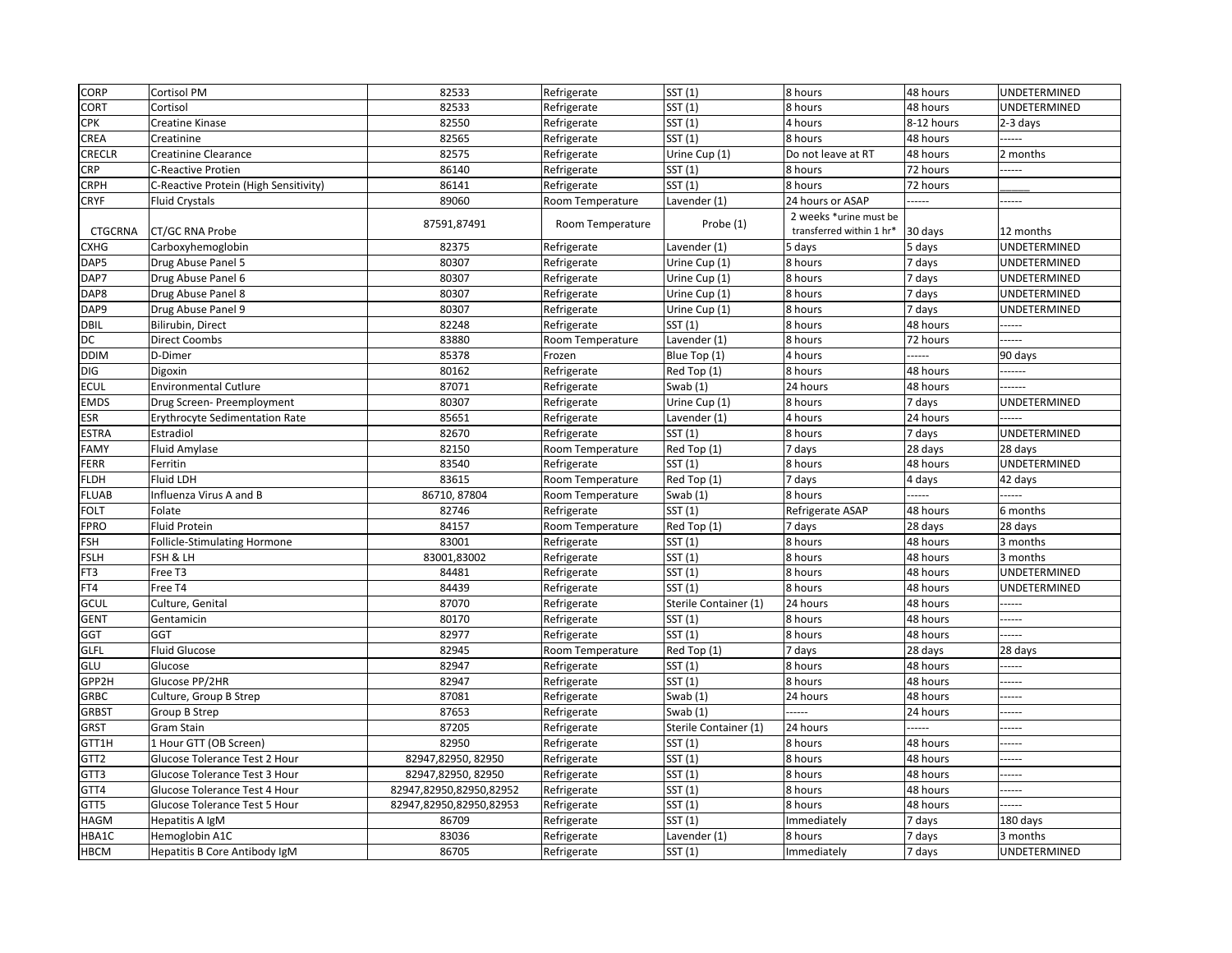| CORP | Cortisol PM | 82533 | Refrigerate | SST (1) | 8 hours | 48 hours | UNDETERMINED |
|---|---|---|---|---|---|---|---|
| CORT | Cortisol | 82533 | Refrigerate | SST (1) | 8 hours | 48 hours | UNDETERMINED |
| CPK | Creatine Kinase | 82550 | Refrigerate | SST (1) | 4 hours | 8-12 hours | 2-3 days |
| CREA | Creatinine | 82565 | Refrigerate | SST (1) | 8 hours | 48 hours | ------ |
| CRECLR | Creatinine Clearance | 82575 | Refrigerate | Urine Cup (1) | Do not leave at RT | 48 hours | 2 months |
| CRP | C-Reactive Protien | 86140 | Refrigerate | SST (1) | 8 hours | 72 hours | ------ |
| CRPH | C-Reactive Protein (High Sensitivity) | 86141 | Refrigerate | SST (1) | 8 hours | 72 hours | _____ |
| CRYF | Fluid Crystals | 89060 | Room Temperature | Lavender (1) | 24 hours or ASAP | ------ | ------ |
| CTGCRNA | CT/GC RNA Probe | 87591,87491 | Room Temperature | Probe (1) | 2 weeks *urine must be transferred within 1 hr* | 30 days | 12 months |
| CXHG | Carboxyhemoglobin | 82375 | Refrigerate | Lavender (1) | 5 days | 5 days | UNDETERMINED |
| DAP5 | Drug Abuse Panel 5 | 80307 | Refrigerate | Urine Cup (1) | 8 hours | 7 days | UNDETERMINED |
| DAP7 | Drug Abuse Panel 6 | 80307 | Refrigerate | Urine Cup (1) | 8 hours | 7 days | UNDETERMINED |
| DAP8 | Drug Abuse Panel 8 | 80307 | Refrigerate | Urine Cup (1) | 8 hours | 7 days | UNDETERMINED |
| DAP9 | Drug Abuse Panel 9 | 80307 | Refrigerate | Urine Cup (1) | 8 hours | 7 days | UNDETERMINED |
| DBIL | Bilirubin, Direct | 82248 | Refrigerate | SST (1) | 8 hours | 48 hours | ------ |
| DC | Direct Coombs | 83880 | Room Temperature | Lavender (1) | 8 hours | 72 hours | ------ |
| DDIM | D-Dimer | 85378 | Frozen | Blue Top (1) | 4 hours | ------ | 90 days |
| DIG | Digoxin | 80162 | Refrigerate | Red Top (1) | 8 hours | 48 hours | ------- |
| ECUL | Environmental Cutlure | 87071 | Refrigerate | Swab (1) | 24 hours | 48 hours | ------- |
| EMDS | Drug Screen- Preemployment | 80307 | Refrigerate | Urine Cup (1) | 8 hours | 7 days | UNDETERMINED |
| ESR | Erythrocyte Sedimentation Rate | 85651 | Refrigerate | Lavender (1) | 4 hours | 24 hours | ------ |
| ESTRA | Estradiol | 82670 | Refrigerate | SST (1) | 8 hours | 7 days | UNDETERMINED |
| FAMY | Fluid Amylase | 82150 | Room Temperature | Red Top (1) | 7 days | 28 days | 28 days |
| FERR | Ferritin | 83540 | Refrigerate | SST (1) | 8 hours | 48 hours | UNDETERMINED |
| FLDH | Fluid LDH | 83615 | Room Temperature | Red Top (1) | 7 days | 4 days | 42 days |
| FLUAB | Influenza Virus A and B | 86710, 87804 | Room Temperature | Swab (1) | 8 hours | ------ | ------ |
| FOLT | Folate | 82746 | Refrigerate | SST (1) | Refrigerate ASAP | 48 hours | 6 months |
| FPRO | Fluid Protein | 84157 | Room Temperature | Red Top (1) | 7 days | 28 days | 28 days |
| FSH | Follicle-Stimulating Hormone | 83001 | Refrigerate | SST (1) | 8 hours | 48 hours | 3 months |
| FSLH | FSH & LH | 83001,83002 | Refrigerate | SST (1) | 8 hours | 48 hours | 3 months |
| FT3 | Free T3 | 84481 | Refrigerate | SST (1) | 8 hours | 48 hours | UNDETERMINED |
| FT4 | Free T4 | 84439 | Refrigerate | SST (1) | 8 hours | 48 hours | UNDETERMINED |
| GCUL | Culture, Genital | 87070 | Refrigerate | Sterile Container (1) | 24 hours | 48 hours | ------ |
| GENT | Gentamicin | 80170 | Refrigerate | SST (1) | 8 hours | 48 hours | ------ |
| GGT | GGT | 82977 | Refrigerate | SST (1) | 8 hours | 48 hours | ------ |
| GLFL | Fluid Glucose | 82945 | Room Temperature | Red Top (1) | 7 days | 28 days | 28 days |
| GLU | Glucose | 82947 | Refrigerate | SST (1) | 8 hours | 48 hours | ------ |
| GPP2H | Glucose PP/2HR | 82947 | Refrigerate | SST (1) | 8 hours | 48 hours | ------ |
| GRBC | Culture, Group B Strep | 87081 | Refrigerate | Swab (1) | 24 hours | 48 hours | ------ |
| GRBST | Group B Strep | 87653 | Refrigerate | Swab (1) | ------ | 24 hours | ------ |
| GRST | Gram Stain | 87205 | Refrigerate | Sterile Container (1) | 24 hours | ------ | ------ |
| GTT1H | 1 Hour GTT (OB Screen) | 82950 | Refrigerate | SST (1) | 8 hours | 48 hours | ------ |
| GTT2 | Glucose Tolerance Test 2 Hour | 82947,82950, 82950 | Refrigerate | SST (1) | 8 hours | 48 hours | ------ |
| GTT3 | Glucose Tolerance Test 3 Hour | 82947,82950, 82950 | Refrigerate | SST (1) | 8 hours | 48 hours | ------ |
| GTT4 | Glucose Tolerance Test 4 Hour | 82947,82950,82950,82952 | Refrigerate | SST (1) | 8 hours | 48 hours | ------ |
| GTT5 | Glucose Tolerance Test 5 Hour | 82947,82950,82950,82953 | Refrigerate | SST (1) | 8 hours | 48 hours | ------ |
| HAGM | Hepatitis A IgM | 86709 | Refrigerate | SST (1) | Immediately | 7 days | 180 days |
| HBA1C | Hemoglobin A1C | 83036 | Refrigerate | Lavender (1) | 8 hours | 7 days | 3 months |
| HBCM | Hepatitis B Core Antibody IgM | 86705 | Refrigerate | SST (1) | Immediately | 7 days | UNDETERMINED |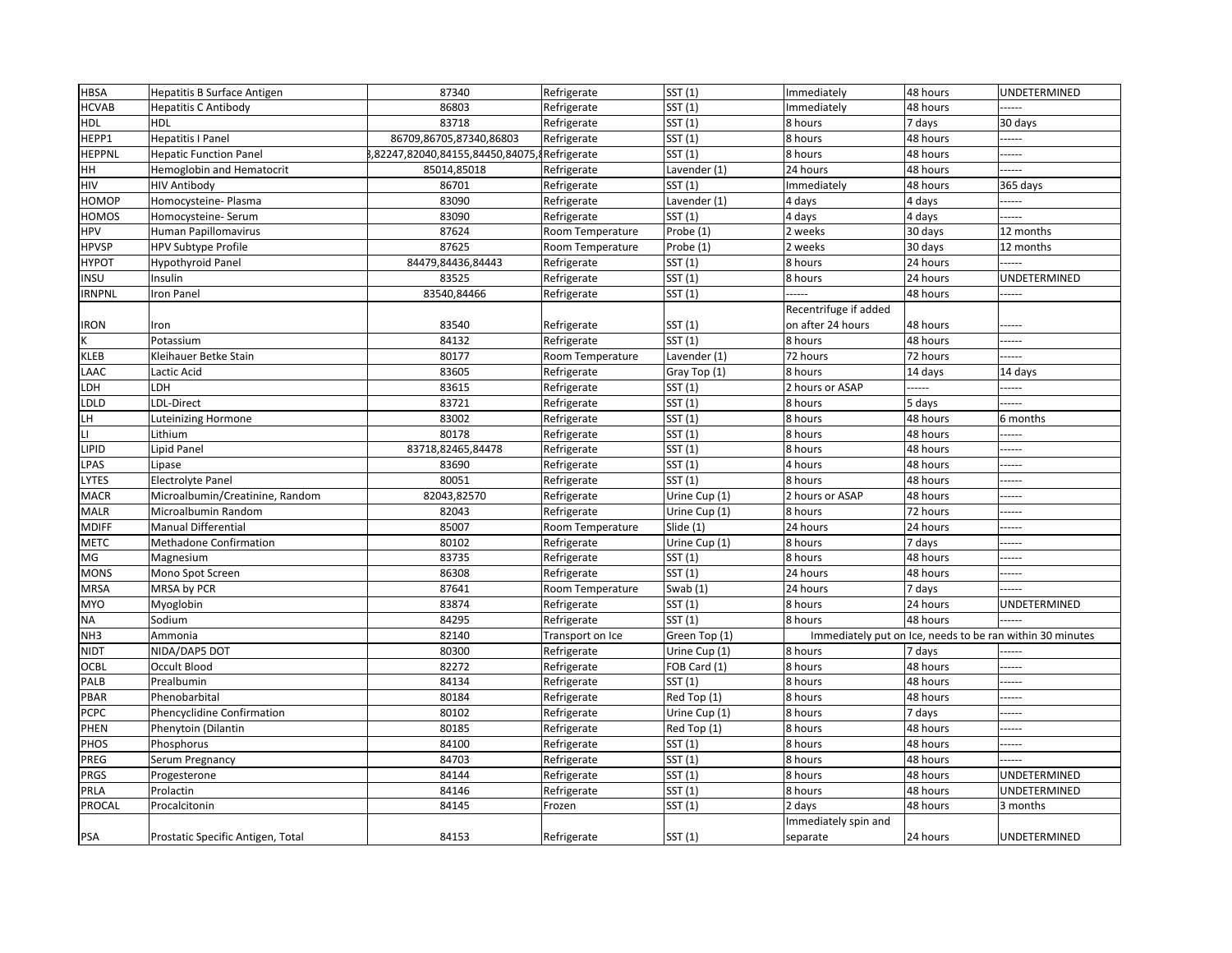| HBSA | Hepatitis B Surface Antigen | 87340 | Refrigerate | SST (1) | Immediately | 48 hours | UNDETERMINED |
|---|---|---|---|---|---|---|---|
| HCVAB | Hepatitis C Antibody | 86803 | Refrigerate | SST (1) | Immediately | 48 hours | ------ |
| HDL | HDL | 83718 | Refrigerate | SST (1) | 8 hours | 7 days | 30 days |
| HEPP1 | Hepatitis I Panel | 86709,86705,87340,86803 | Refrigerate | SST (1) | 8 hours | 48 hours | ------ |
| HEPPNL | Hepatic Function Panel | 3,82247,82040,84155,84450,84075,8 | Refrigerate | SST (1) | 8 hours | 48 hours | ------ |
| HH | Hemoglobin and Hematocrit | 85014,85018 | Refrigerate | Lavender (1) | 24 hours | 48 hours | ------ |
| HIV | HIV Antibody | 86701 | Refrigerate | SST (1) | Immediately | 48 hours | 365 days |
| HOMOP | Homocysteine- Plasma | 83090 | Refrigerate | Lavender (1) | 4 days | 4 days | ------ |
| HOMOS | Homocysteine- Serum | 83090 | Refrigerate | SST (1) | 4 days | 4 days | ------ |
| HPV | Human Papillomavirus | 87624 | Room Temperature | Probe (1) | 2 weeks | 30 days | 12 months |
| HPVSP | HPV Subtype Profile | 87625 | Room Temperature | Probe (1) | 2 weeks | 30 days | 12 months |
| HYPOT | Hypothyroid Panel | 84479,84436,84443 | Refrigerate | SST (1) | 8 hours | 24 hours | ------ |
| INSU | Insulin | 83525 | Refrigerate | SST (1) | 8 hours | 24 hours | UNDETERMINED |
| IRNPNL | Iron Panel | 83540,84466 | Refrigerate | SST (1) | ------ | 48 hours | ------ |
| IRON | Iron | 83540 | Refrigerate | SST (1) | Recentrifuge if added on after 24 hours | 48 hours | ------ |
| K | Potassium | 84132 | Refrigerate | SST (1) | 8 hours | 48 hours | ------ |
| KLEB | Kleihauer Betke Stain | 80177 | Room Temperature | Lavender (1) | 72 hours | 72 hours | ------ |
| LAAC | Lactic Acid | 83605 | Refrigerate | Gray Top (1) | 8 hours | 14 days | 14 days |
| LDH | LDH | 83615 | Refrigerate | SST (1) | 2 hours or ASAP | ------ | ------ |
| LDLD | LDL-Direct | 83721 | Refrigerate | SST (1) | 8 hours | 5 days | ------ |
| LH | Luteinizing Hormone | 83002 | Refrigerate | SST (1) | 8 hours | 48 hours | 6 months |
| LI | Lithium | 80178 | Refrigerate | SST (1) | 8 hours | 48 hours | ------ |
| LIPID | Lipid Panel | 83718,82465,84478 | Refrigerate | SST (1) | 8 hours | 48 hours | ------ |
| LPAS | Lipase | 83690 | Refrigerate | SST (1) | 4 hours | 48 hours | ------ |
| LYTES | Electrolyte Panel | 80051 | Refrigerate | SST (1) | 8 hours | 48 hours | ------ |
| MACR | Microalbumin/Creatinine, Random | 82043,82570 | Refrigerate | Urine Cup (1) | 2 hours or ASAP | 48 hours | ------ |
| MALR | Microalbumin Random | 82043 | Refrigerate | Urine Cup (1) | 8 hours | 72 hours | ------ |
| MDIFF | Manual Differential | 85007 | Room Temperature | Slide (1) | 24 hours | 24 hours | ------ |
| METC | Methadone Confirmation | 80102 | Refrigerate | Urine Cup (1) | 8 hours | 7 days | ------ |
| MG | Magnesium | 83735 | Refrigerate | SST (1) | 8 hours | 48 hours | ------ |
| MONS | Mono Spot Screen | 86308 | Refrigerate | SST (1) | 24 hours | 48 hours | ------ |
| MRSA | MRSA by PCR | 87641 | Room Temperature | Swab (1) | 24 hours | 7 days | ------ |
| MYO | Myoglobin | 83874 | Refrigerate | SST (1) | 8 hours | 24 hours | UNDETERMINED |
| NA | Sodium | 84295 | Refrigerate | SST (1) | 8 hours | 48 hours | ------ |
| NH3 | Ammonia | 82140 | Transport on Ice | Green Top (1) | Immediately put on Ice, needs to be ran within 30 minutes | | |
| NIDT | NIDA/DAP5 DOT | 80300 | Refrigerate | Urine Cup (1) | 8 hours | 7 days | ------ |
| OCBL | Occult Blood | 82272 | Refrigerate | FOB Card (1) | 8 hours | 48 hours | ------ |
| PALB | Prealbumin | 84134 | Refrigerate | SST (1) | 8 hours | 48 hours | ------ |
| PBAR | Phenobarbital | 80184 | Refrigerate | Red Top (1) | 8 hours | 48 hours | ------ |
| PCPC | Phencyclidine Confirmation | 80102 | Refrigerate | Urine Cup (1) | 8 hours | 7 days | ------ |
| PHEN | Phenytoin (Dilantin | 80185 | Refrigerate | Red Top (1) | 8 hours | 48 hours | ------ |
| PHOS | Phosphorus | 84100 | Refrigerate | SST (1) | 8 hours | 48 hours | ------ |
| PREG | Serum Pregnancy | 84703 | Refrigerate | SST (1) | 8 hours | 48 hours | ------ |
| PRGS | Progesterone | 84144 | Refrigerate | SST (1) | 8 hours | 48 hours | UNDETERMINED |
| PRLA | Prolactin | 84146 | Refrigerate | SST (1) | 8 hours | 48 hours | UNDETERMINED |
| PROCAL | Procalcitonin | 84145 | Frozen | SST (1) | 2 days | 48 hours | 3 months |
| PSA | Prostatic Specific Antigen, Total | 84153 | Refrigerate | SST (1) | Immediately spin and separate | 24 hours | UNDETERMINED |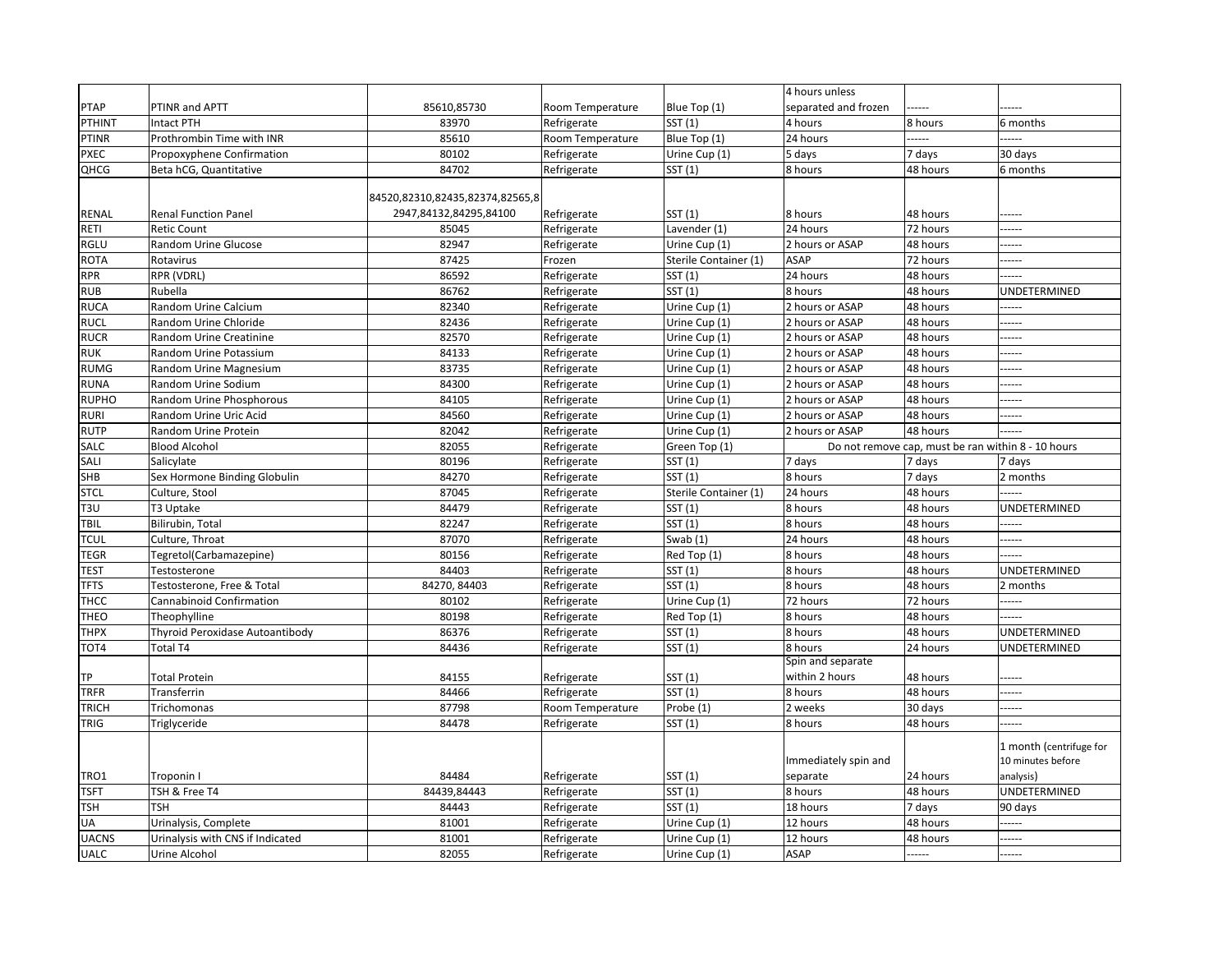| | | | | | | | |
|---|---|---|---|---|---|---|---|
| PTAP | PTINR and APTT | 85610,85730 | Room Temperature | Blue Top (1) | 4 hours unless separated and frozen | ------ | ------ |
| PTHINT | Intact PTH | 83970 | Refrigerate | SST (1) | 4 hours | 8 hours | 6 months |
| PTINR | Prothrombin Time with INR | 85610 | Room Temperature | Blue Top (1) | 24 hours | ------ | ------ |
| PXEC | Propoxyphene Confirmation | 80102 | Refrigerate | Urine Cup (1) | 5 days | 7 days | 30 days |
| QHCG | Beta hCG, Quantitative | 84702 | Refrigerate | SST (1) | 8 hours | 48 hours | 6 months |
| RENAL | Renal Function Panel | 84520,82310,82435,82374,82565,82947,84132,84295,84100 | Refrigerate | SST (1) | 8 hours | 48 hours | ------ |
| RETI | Retic Count | 85045 | Refrigerate | Lavender (1) | 24 hours | 72 hours | ------ |
| RGLU | Random Urine Glucose | 82947 | Refrigerate | Urine Cup (1) | 2 hours or ASAP | 48 hours | ------ |
| ROTA | Rotavirus | 87425 | Frozen | Sterile Container (1) | ASAP | 72 hours | ------ |
| RPR | RPR (VDRL) | 86592 | Refrigerate | SST (1) | 24 hours | 48 hours | ------ |
| RUB | Rubella | 86762 | Refrigerate | SST (1) | 8 hours | 48 hours | UNDETERMINED |
| RUCA | Random Urine Calcium | 82340 | Refrigerate | Urine Cup (1) | 2 hours or ASAP | 48 hours | ------ |
| RUCL | Random Urine Chloride | 82436 | Refrigerate | Urine Cup (1) | 2 hours or ASAP | 48 hours | ------ |
| RUCR | Random Urine Creatinine | 82570 | Refrigerate | Urine Cup (1) | 2 hours or ASAP | 48 hours | ------ |
| RUK | Random Urine Potassium | 84133 | Refrigerate | Urine Cup (1) | 2 hours or ASAP | 48 hours | ------ |
| RUMG | Random Urine Magnesium | 83735 | Refrigerate | Urine Cup (1) | 2 hours or ASAP | 48 hours | ------ |
| RUNA | Random Urine Sodium | 84300 | Refrigerate | Urine Cup (1) | 2 hours or ASAP | 48 hours | ------ |
| RUPHO | Random Urine Phosphorous | 84105 | Refrigerate | Urine Cup (1) | 2 hours or ASAP | 48 hours | ------ |
| RURI | Random Urine Uric Acid | 84560 | Refrigerate | Urine Cup (1) | 2 hours or ASAP | 48 hours | ------ |
| RUTP | Random Urine Protein | 82042 | Refrigerate | Urine Cup (1) | 2 hours or ASAP | 48 hours | ------ |
| SALC | Blood Alcohol | 82055 | Refrigerate | Green Top (1) | Do not remove cap, must be ran within 8 - 10 hours | | |
| SALI | Salicylate | 80196 | Refrigerate | SST (1) | 7 days | 7 days | 7 days |
| SHB | Sex Hormone Binding Globulin | 84270 | Refrigerate | SST (1) | 8 hours | 7 days | 2 months |
| STCL | Culture, Stool | 87045 | Refrigerate | Sterile Container (1) | 24 hours | 48 hours | ------ |
| T3U | T3 Uptake | 84479 | Refrigerate | SST (1) | 8 hours | 48 hours | UNDETERMINED |
| TBIL | Bilirubin, Total | 82247 | Refrigerate | SST (1) | 8 hours | 48 hours | ------ |
| TCUL | Culture, Throat | 87070 | Refrigerate | Swab (1) | 24 hours | 48 hours | ------ |
| TEGR | Tegretol(Carbamazepine) | 80156 | Refrigerate | Red Top (1) | 8 hours | 48 hours | ------ |
| TEST | Testosterone | 84403 | Refrigerate | SST (1) | 8 hours | 48 hours | UNDETERMINED |
| TFTS | Testosterone, Free & Total | 84270, 84403 | Refrigerate | SST (1) | 8 hours | 48 hours | 2 months |
| THCC | Cannabinoid Confirmation | 80102 | Refrigerate | Urine Cup (1) | 72 hours | 72 hours | ------ |
| THEO | Theophylline | 80198 | Refrigerate | Red Top (1) | 8 hours | 48 hours | ------ |
| THPX | Thyroid Peroxidase Autoantibody | 86376 | Refrigerate | SST (1) | 8 hours | 48 hours | UNDETERMINED |
| TOT4 | Total T4 | 84436 | Refrigerate | SST (1) | 8 hours | 24 hours | UNDETERMINED |
| TP | Total Protein | 84155 | Refrigerate | SST (1) | Spin and separate within 2 hours | 48 hours | ------ |
| TRFR | Transferrin | 84466 | Refrigerate | SST (1) | 8 hours | 48 hours | ------ |
| TRICH | Trichomonas | 87798 | Room Temperature | Probe (1) | 2 weeks | 30 days | ------ |
| TRIG | Triglyceride | 84478 | Refrigerate | SST (1) | 8 hours | 48 hours | ------ |
| TRO1 | Troponin I | 84484 | Refrigerate | SST (1) | Immediately spin and separate | 24 hours | 1 month (centrifuge for 10 minutes before analysis) |
| TSFT | TSH & Free T4 | 84439,84443 | Refrigerate | SST (1) | 8 hours | 48 hours | UNDETERMINED |
| TSH | TSH | 84443 | Refrigerate | SST (1) | 18 hours | 7 days | 90 days |
| UA | Urinalysis, Complete | 81001 | Refrigerate | Urine Cup (1) | 12 hours | 48 hours | ------ |
| UACNS | Urinalysis with CNS if Indicated | 81001 | Refrigerate | Urine Cup (1) | 12 hours | 48 hours | ------ |
| UALC | Urine Alcohol | 82055 | Refrigerate | Urine Cup (1) | ASAP | ------ | ------ |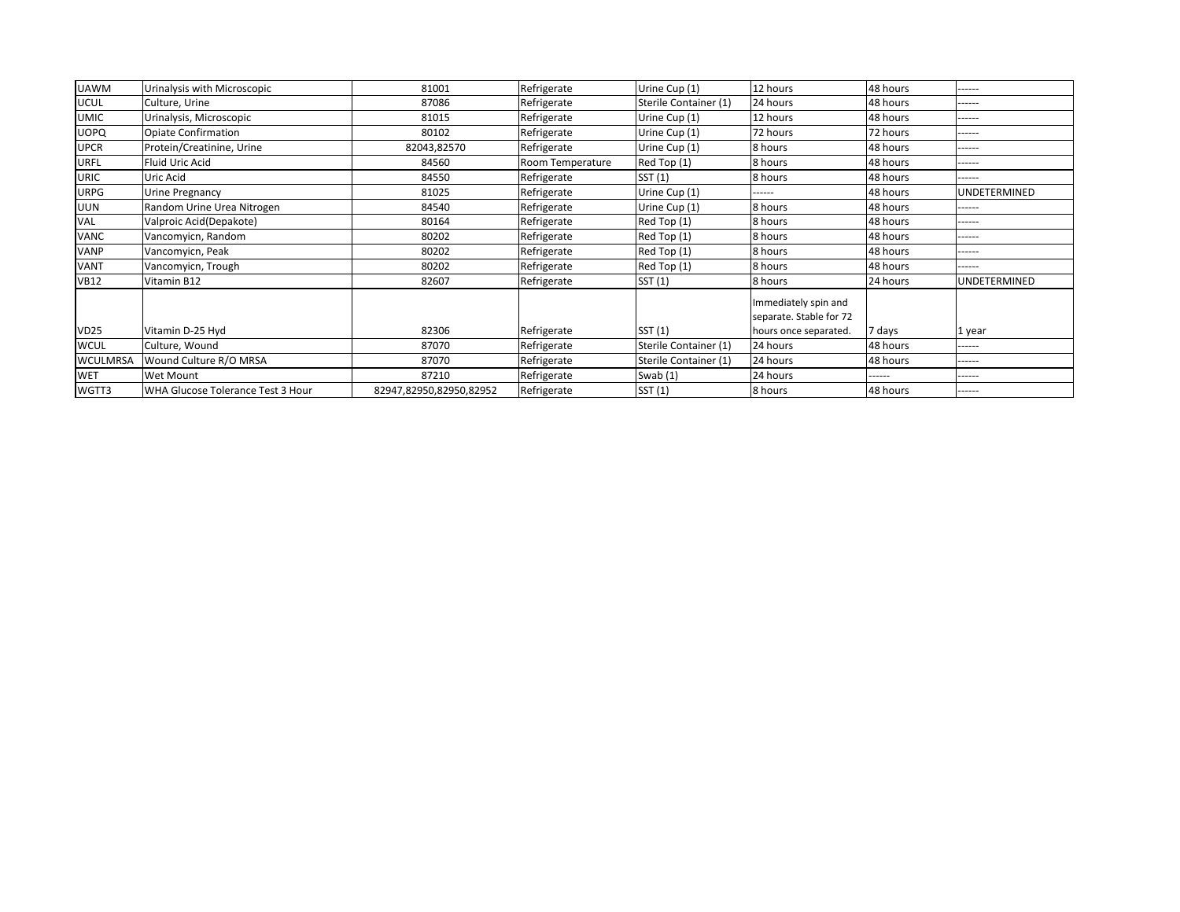| | | | | | | | |
|---|---|---|---|---|---|---|---|
| UAWM | Urinalysis with Microscopic | 81001 | Refrigerate | Urine Cup (1) | 12 hours | 48 hours | ------ |
| UCUL | Culture, Urine | 87086 | Refrigerate | Sterile Container (1) | 24 hours | 48 hours | ------ |
| UMIC | Urinalysis, Microscopic | 81015 | Refrigerate | Urine Cup (1) | 12 hours | 48 hours | ------ |
| UOPQ | Opiate Confirmation | 80102 | Refrigerate | Urine Cup (1) | 72 hours | 72 hours | ------ |
| UPCR | Protein/Creatinine, Urine | 82043,82570 | Refrigerate | Urine Cup (1) | 8 hours | 48 hours | ------ |
| URFL | Fluid Uric Acid | 84560 | Room Temperature | Red Top (1) | 8 hours | 48 hours | ------ |
| URIC | Uric Acid | 84550 | Refrigerate | SST (1) | 8 hours | 48 hours | ------ |
| URPG | Urine Pregnancy | 81025 | Refrigerate | Urine Cup (1) | ------ | 48 hours | UNDETERMINED |
| UUN | Random Urine Urea Nitrogen | 84540 | Refrigerate | Urine Cup (1) | 8 hours | 48 hours | ------ |
| VAL | Valproic Acid(Depakote) | 80164 | Refrigerate | Red Top (1) | 8 hours | 48 hours | ------ |
| VANC | Vancomyicn, Random | 80202 | Refrigerate | Red Top (1) | 8 hours | 48 hours | ------ |
| VANP | Vancomyicn, Peak | 80202 | Refrigerate | Red Top (1) | 8 hours | 48 hours | ------ |
| VANT | Vancomyicn, Trough | 80202 | Refrigerate | Red Top (1) | 8 hours | 48 hours | ------ |
| VB12 | Vitamin B12 | 82607 | Refrigerate | SST (1) | 8 hours | 24 hours | UNDETERMINED |
| VD25 | Vitamin D-25 Hyd | 82306 | Refrigerate | SST (1) | Immediately spin and separate. Stable for 72 hours once separated. | 7 days | 1 year |
| WCUL | Culture, Wound | 87070 | Refrigerate | Sterile Container (1) | 24 hours | 48 hours | ------ |
| WCULMRSA | Wound Culture R/O MRSA | 87070 | Refrigerate | Sterile Container (1) | 24 hours | 48 hours | ------ |
| WET | Wet Mount | 87210 | Refrigerate | Swab (1) | 24 hours | ------ | ------ |
| WGTT3 | WHA Glucose Tolerance Test 3 Hour | 82947,82950,82952 | Refrigerate | SST (1) | 8 hours | 48 hours | ------ |